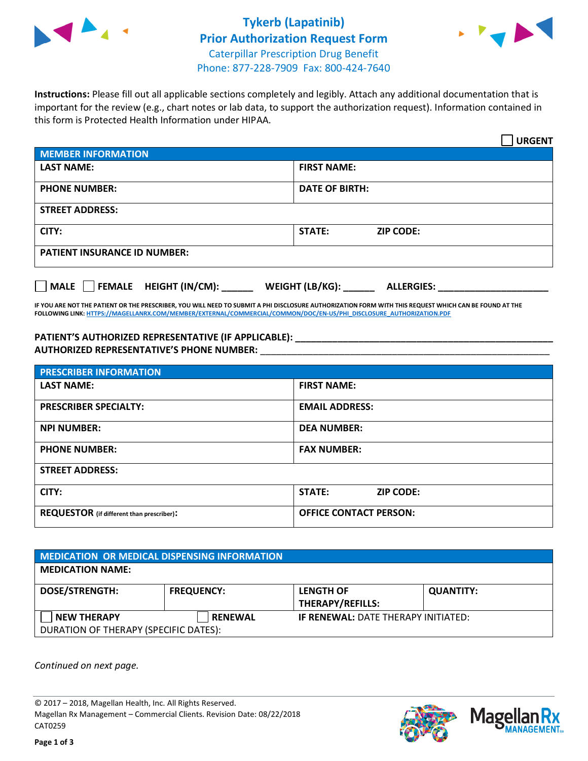# Tykerb (Lapatinib) Prior Authorization Request Form

Caterpillar Prescription Drug Benefit
Phone: 877-228-7909 Fax: 800-424-7640

**Instructions:** Please fill out all applicable sections completely and legibly. Attach any additional documentation that is important for the review (e.g., chart notes or lab data, to support the authorization request). Information contained in this form is Protected Health Information under HIPAA.

☐ **URGENT**

| **MEMBER INFORMATION** | | |
|---|---|---|
| **LAST NAME:** | **FIRST NAME:** | |
| **PHONE NUMBER:** | **DATE OF BIRTH:** | |
| **STREET ADDRESS:** | | |
| **CITY:** | **STATE:** | **ZIP CODE:** |
| **PATIENT INSURANCE ID NUMBER:** | | |

☐ **MALE** ☐ **FEMALE** **HEIGHT (IN/CM):** ______ **WEIGHT (LB/KG):** ______ **ALLERGIES:** ____________________

**IF YOU ARE NOT THE PATIENT OR THE PRESCRIBER, YOU WILL NEED TO SUBMIT A PHI DISCLOSURE AUTHORIZATION FORM WITH THIS REQUEST WHICH CAN BE FOUND AT THE FOLLOWING LINK:** HTTPS://MAGELLANRX.COM/MEMBER/EXTERNAL/COMMERCIAL/COMMON/DOC/EN-US/PHI_DISCLOSURE_AUTHORIZATION.PDF

**PATIENT'S AUTHORIZED REPRESENTATIVE (IF APPLICABLE):** ____________________________________________
**AUTHORIZED REPRESENTATIVE'S PHONE NUMBER:** ____________________________________________

| **PRESCRIBER INFORMATION** | | |
|---|---|---|
| **LAST NAME:** | **FIRST NAME:** | |
| **PRESCRIBER SPECIALTY:** | **EMAIL ADDRESS:** | |
| **NPI NUMBER:** | **DEA NUMBER:** | |
| **PHONE NUMBER:** | **FAX NUMBER:** | |
| **STREET ADDRESS:** | | |
| **CITY:** | **STATE:** | **ZIP CODE:** |
| **REQUESTOR** (if different than prescriber)**:** | **OFFICE CONTACT PERSON:** | |

| **MEDICATION OR MEDICAL DISPENSING INFORMATION** | | | |
|---|---|---|---|
| **MEDICATION NAME:** | | | |
| **DOSE/STRENGTH:** | **FREQUENCY:** | **LENGTH OF THERAPY/REFILLS:** | **QUANTITY:** |
| ☐ **NEW THERAPY** | ☐ **RENEWAL** | **IF RENEWAL:** DATE THERAPY INITIATED: | |
| DURATION OF THERAPY (SPECIFIC DATES): | | | |

*Continued on next page.*

© 2017 – 2018, Magellan Health, Inc. All Rights Reserved.
Magellan Rx Management – Commercial Clients. Revision Date: 08/22/2018
CAT0259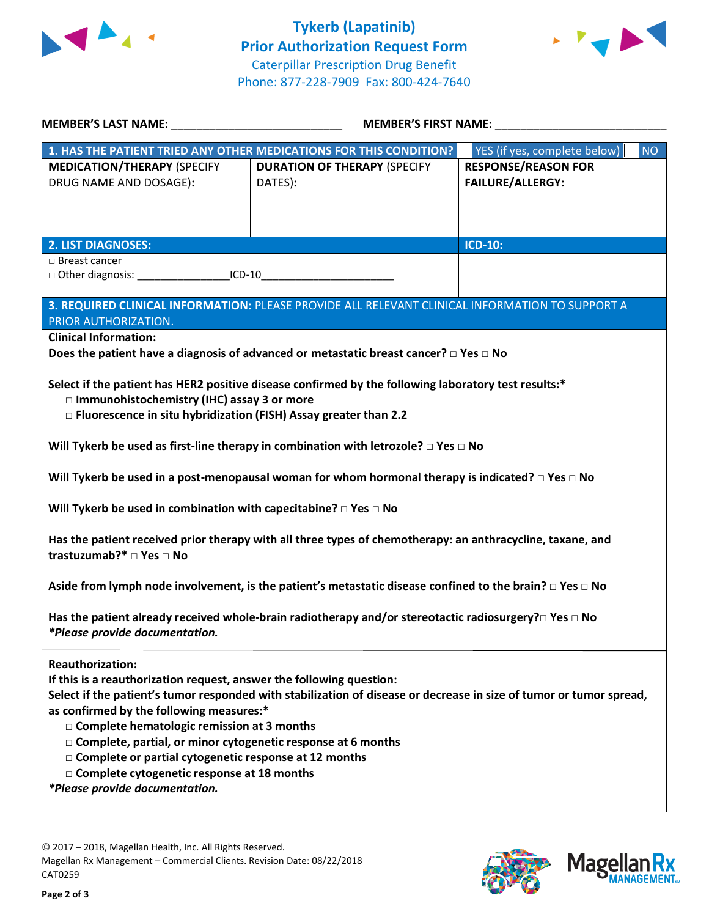# Tykerb (Lapatinib)
## Prior Authorization Request Form
Caterpillar Prescription Drug Benefit
Phone: 877-228-7909 Fax: 800-424-7640

**MEMBER'S LAST NAME:** ___________________________ **MEMBER'S FIRST NAME:** ___________________________

| 1. HAS THE PATIENT TRIED ANY OTHER MEDICATIONS FOR THIS CONDITION? | | ☐ YES (if yes, complete below) ☐ NO |
|---|---|---|
| **MEDICATION/THERAPY** (SPECIFY DRUG NAME AND DOSAGE): | **DURATION OF THERAPY** (SPECIFY DATES): | **RESPONSE/REASON FOR FAILURE/ALLERGY:** |
| | | |

| 2. LIST DIAGNOSES: | ICD-10: |
|---|---|
| □ Breast cancer<br>□ Other diagnosis: _______________ICD-10_____________________ | |

**3. REQUIRED CLINICAL INFORMATION:** PLEASE PROVIDE ALL RELEVANT CLINICAL INFORMATION TO SUPPORT A PRIOR AUTHORIZATION.

**Clinical Information:**

**Does the patient have a diagnosis of advanced or metastatic breast cancer? □ Yes □ No**

**Select if the patient has HER2 positive disease confirmed by the following laboratory test results:***
- **□ Immunohistochemistry (IHC) assay 3 or more**
- **□ Fluorescence in situ hybridization (FISH) Assay greater than 2.2**

**Will Tykerb be used as first-line therapy in combination with letrozole? □ Yes □ No**

**Will Tykerb be used in a post-menopausal woman for whom hormonal therapy is indicated? □ Yes □ No**

**Will Tykerb be used in combination with capecitabine? □ Yes □ No**

**Has the patient received prior therapy with all three types of chemotherapy: an anthracycline, taxane, and trastuzumab?* □ Yes □ No**

**Aside from lymph node involvement, is the patient's metastatic disease confined to the brain? □ Yes □ No**

**Has the patient already received whole-brain radiotherapy and/or stereotactic radiosurgery?□ Yes □ No**
***Please provide documentation.***

**Reauthorization:**
**If this is a reauthorization request, answer the following question:**
**Select if the patient's tumor responded with stabilization of disease or decrease in size of tumor or tumor spread, as confirmed by the following measures:***
- **□ Complete hematologic remission at 3 months**
- **□ Complete, partial, or minor cytogenetic response at 6 months**
- **□ Complete or partial cytogenetic response at 12 months**
- **□ Complete cytogenetic response at 18 months**

***Please provide documentation.***

© 2017 – 2018, Magellan Health, Inc. All Rights Reserved.
Magellan Rx Management – Commercial Clients. Revision Date: 08/22/2018
CAT0259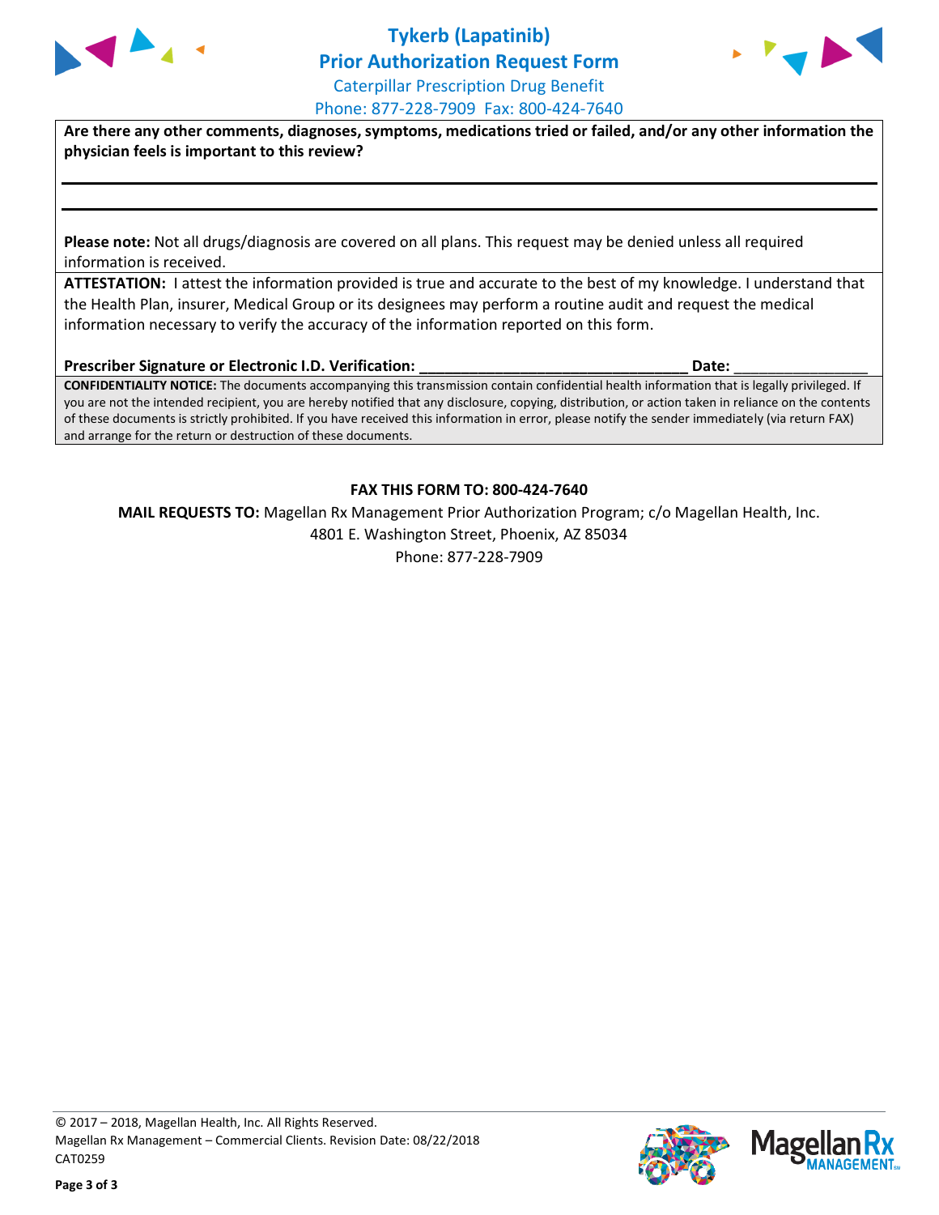**Are there any other comments, diagnoses, symptoms, medications tried or failed, and/or any other information the physician feels is important to this review?**

\_\_\_\_\_\_\_\_\_\_\_\_\_\_\_\_\_\_\_\_\_\_\_\_\_\_\_\_\_\_\_\_\_\_\_\_\_\_\_\_\_\_\_\_\_\_\_\_\_\_\_\_\_\_\_\_\_\_\_\_\_\_\_\_\_\_\_\_\_\_\_\_\_\_\_\_\_\_

\_\_\_\_\_\_\_\_\_\_\_\_\_\_\_\_\_\_\_\_\_\_\_\_\_\_\_\_\_\_\_\_\_\_\_\_\_\_\_\_\_\_\_\_\_\_\_\_\_\_\_\_\_\_\_\_\_\_\_\_\_\_\_\_\_\_\_\_\_\_\_\_\_\_\_\_\_\_

**Please note:** Not all drugs/diagnosis are covered on all plans. This request may be denied unless all required information is received.

**ATTESTATION:** I attest the information provided is true and accurate to the best of my knowledge. I understand that the Health Plan, insurer, Medical Group or its designees may perform a routine audit and request the medical information necessary to verify the accuracy of the information reported on this form.

**Prescriber Signature or Electronic I.D. Verification:** \_\_\_\_\_\_\_\_\_\_\_\_\_\_\_\_\_\_\_\_\_\_\_\_\_\_\_\_\_\_\_\_ **Date:** \_\_\_\_\_\_\_\_\_\_\_\_\_\_\_\_

**CONFIDENTIALITY NOTICE:** The documents accompanying this transmission contain confidential health information that is legally privileged. If you are not the intended recipient, you are hereby notified that any disclosure, copying, distribution, or action taken in reliance on the contents of these documents is strictly prohibited. If you have received this information in error, please notify the sender immediately (via return FAX) and arrange for the return or destruction of these documents.

**FAX THIS FORM TO: 800-424-7640**

**MAIL REQUESTS TO:** Magellan Rx Management Prior Authorization Program; c/o Magellan Health, Inc.
4801 E. Washington Street, Phoenix, AZ 85034
Phone: 877-228-7909

© 2017 – 2018, Magellan Health, Inc. All Rights Reserved.
Magellan Rx Management – Commercial Clients. Revision Date: 08/22/2018
CAT0259